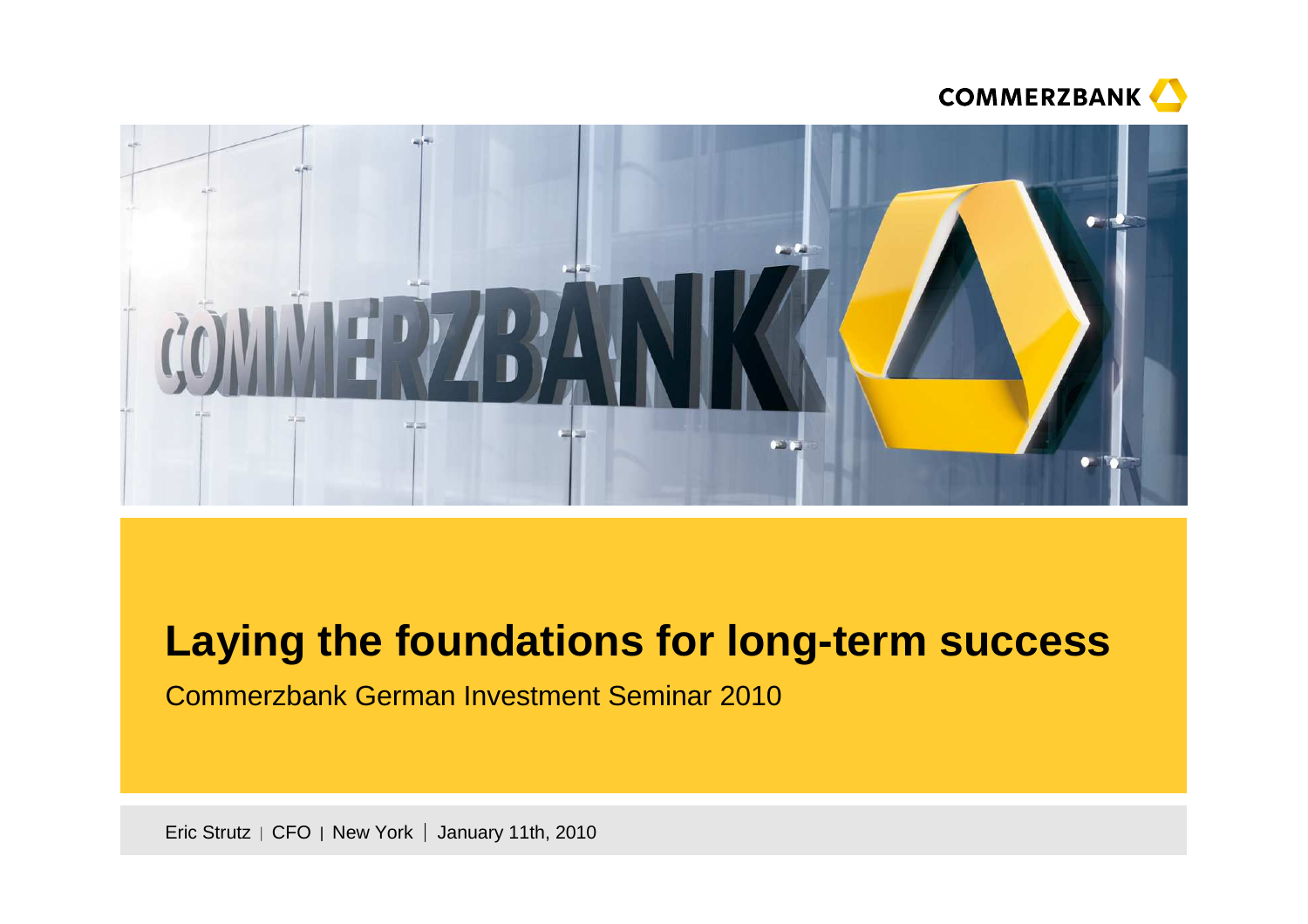# Laying the foundations for long-term success

Commerzbank German Investment Seminar 2010

Eric Strutz | CFO | New York | January 11th, 2010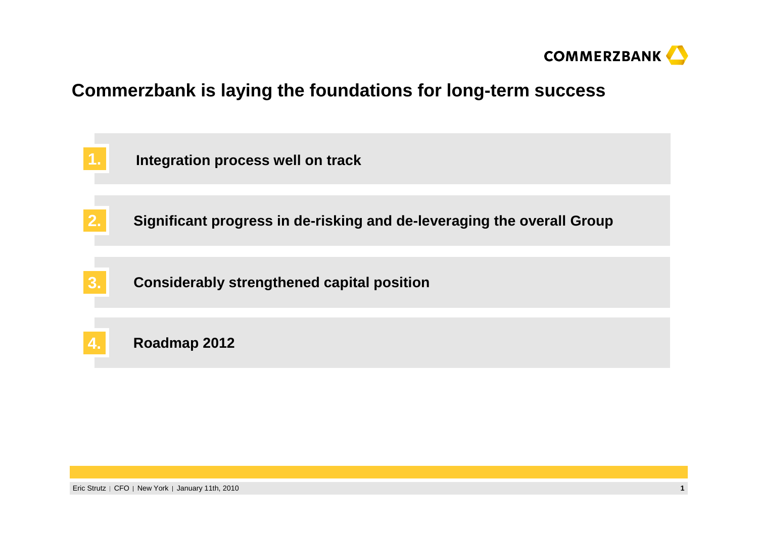# Commerzbank is laying the foundations for long-term success

1. **Integration process well on track**
2. **Significant progress in de-risking and de-leveraging the overall Group**
3. **Considerably strengthened capital position**
4. **Roadmap 2012**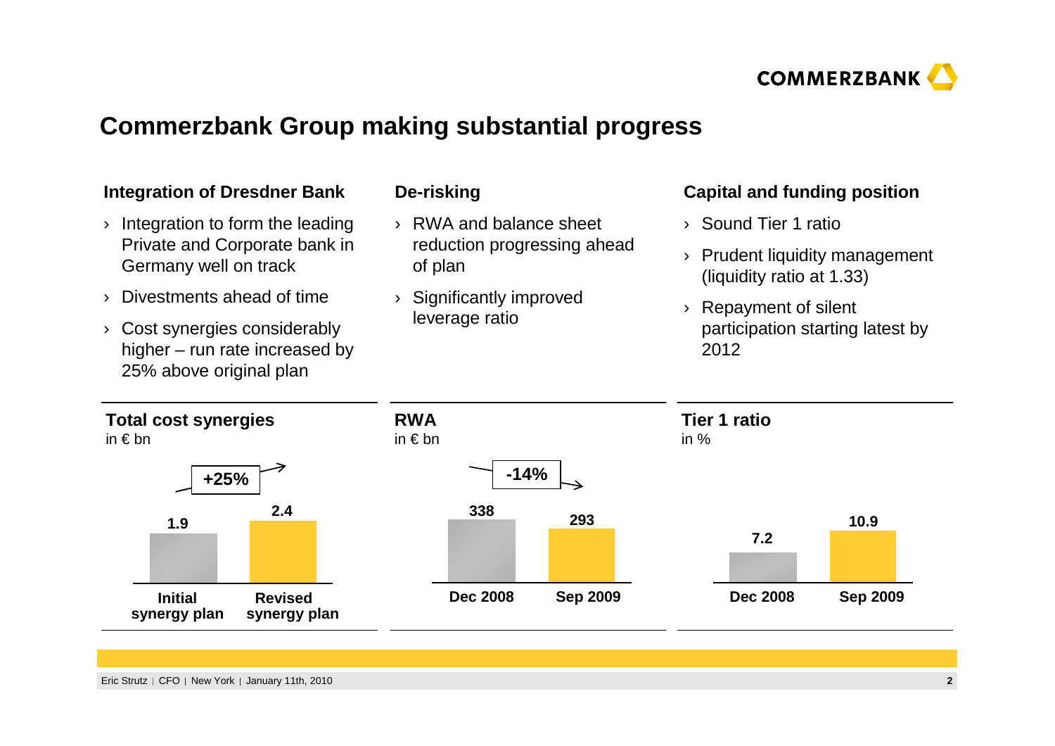# Commerzbank Group making substantial progress

### Integration of Dresdner Bank

- Integration to form the leading Private and Corporate bank in Germany well on track
- Divestments ahead of time
- Cost synergies considerably higher – run rate increased by 25% above original plan

### De-risking

- RWA and balance sheet reduction progressing ahead of plan
- Significantly improved leverage ratio

### Capital and funding position

- Sound Tier 1 ratio
- Prudent liquidity management (liquidity ratio at 1.33)
- Repayment of silent participation starting latest by 2012

**Total cost synergies**
in € bn

| Initial synergy plan | Revised synergy plan |
|---|---|
| 1.9 | 2.4 |

+25%

**RWA**
in € bn

| Dec 2008 | Sep 2009 |
|---|---|
| 338 | 293 |

-14%

**Tier 1 ratio**
in %

| Dec 2008 | Sep 2009 |
|---|---|
| 7.2 | 10.9 |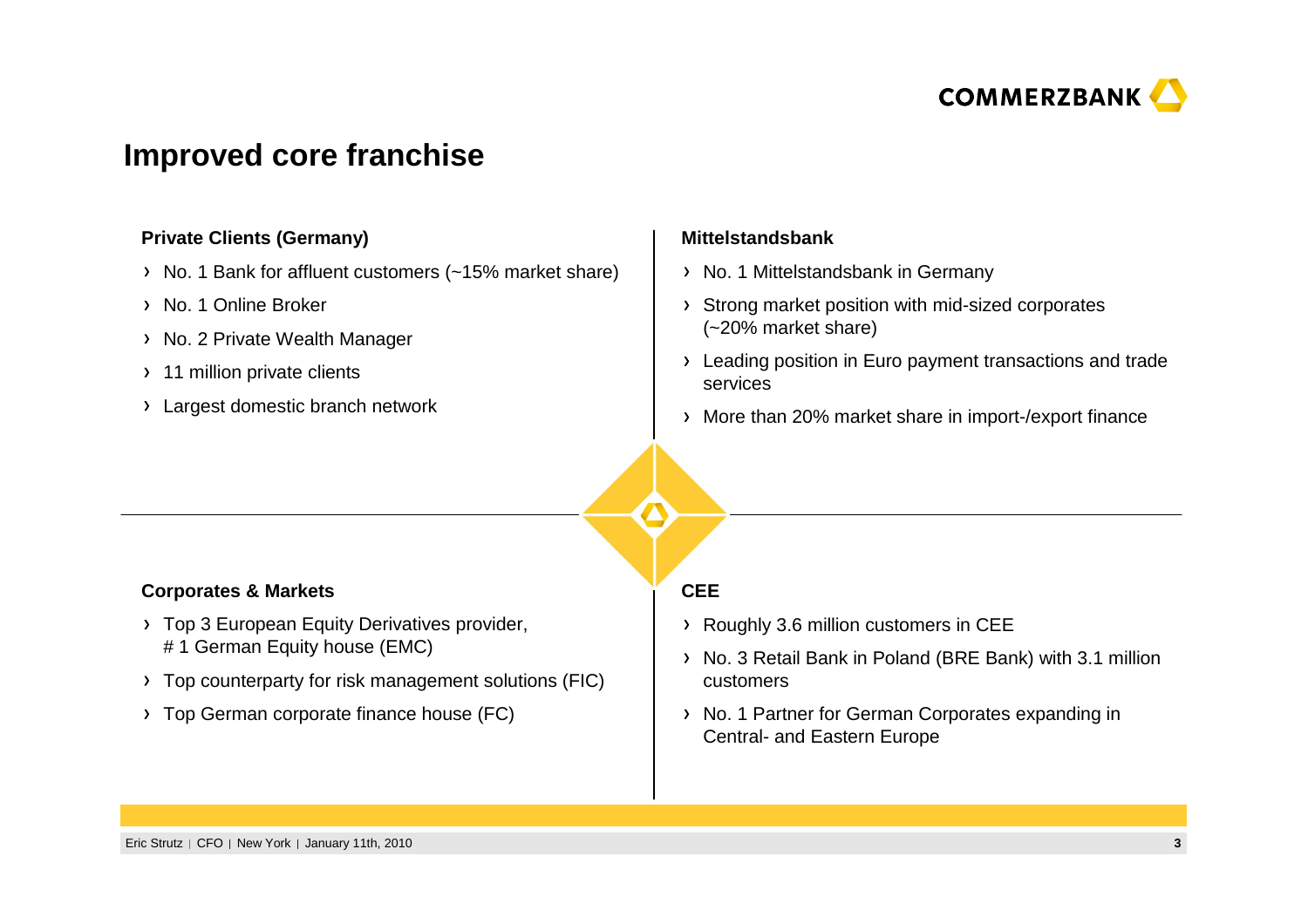# Improved core franchise

### Private Clients (Germany)

- No. 1 Bank for affluent customers (~15% market share)
- No. 1 Online Broker
- No. 2 Private Wealth Manager
- 11 million private clients
- Largest domestic branch network

### Mittelstandsbank

- No. 1 Mittelstandsbank in Germany
- Strong market position with mid-sized corporates (~20% market share)
- Leading position in Euro payment transactions and trade services
- More than 20% market share in import-/export finance

### Corporates & Markets

- Top 3 European Equity Derivatives provider, # 1 German Equity house (EMC)
- Top counterparty for risk management solutions (FIC)
- Top German corporate finance house (FC)

### CEE

- Roughly 3.6 million customers in CEE
- No. 3 Retail Bank in Poland (BRE Bank) with 3.1 million customers
- No. 1 Partner for German Corporates expanding in Central- and Eastern Europe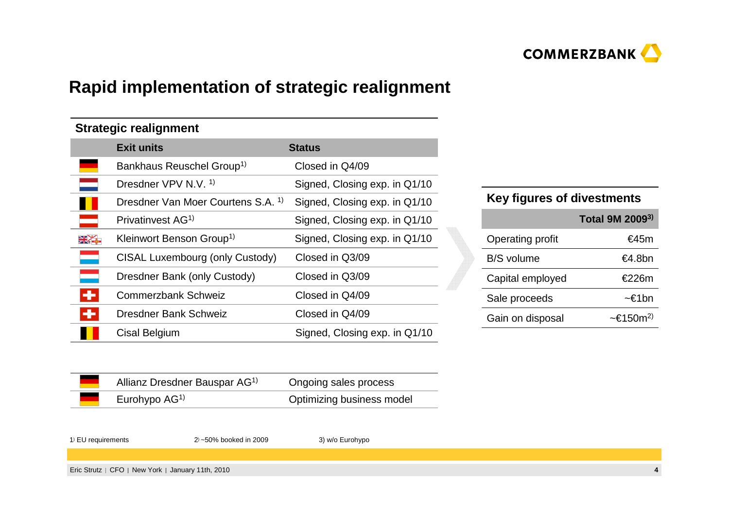# Rapid implementation of strategic realignment

## Strategic realignment

| Exit units | Status |
|---|---|
| Bankhaus Reuschel Group[1] | Closed in Q4/09 |
| Dresdner VPV N.V. [1] | Signed, Closing exp. in Q1/10 |
| Dresdner Van Moer Courtens S.A. [1] | Signed, Closing exp. in Q1/10 |
| Privatinvest AG[1] | Signed, Closing exp. in Q1/10 |
| Kleinwort Benson Group[1] | Signed, Closing exp. in Q1/10 |
| CISAL Luxembourg (only Custody) | Closed in Q3/09 |
| Dresdner Bank (only Custody) | Closed in Q3/09 |
| Commerzbank Schweiz | Closed in Q4/09 |
| Dresdner Bank Schweiz | Closed in Q4/09 |
| Cisal Belgium | Signed, Closing exp. in Q1/10 |

| | |
|---|---|
| Allianz Dresdner Bauspar AG[1] | Ongoing sales process |
| Eurohypo AG[1] | Optimizing business model |

## Key figures of divestments

| | Total 9M 2009[3] |
|---|---|
| Operating profit | €45m |
| B/S volume | €4.8bn |
| Capital employed | €226m |
| Sale proceeds | ~€1bn |
| Gain on disposal | ~€150m[2] |

1) EU requirements 2) ~50% booked in 2009 3) w/o Eurohypo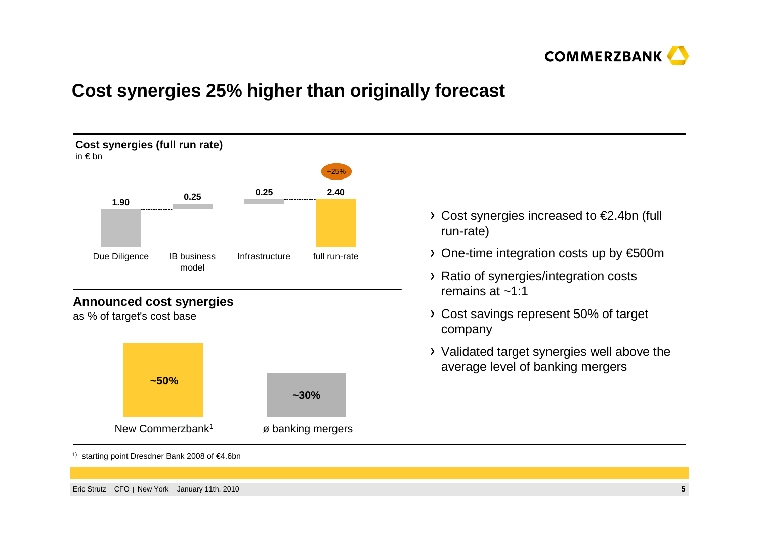# Cost synergies 25% higher than originally forecast

**Cost synergies (full run rate)**
in € bn

| Due Diligence | IB business model | Infrastructure | full run-rate |
|---|---|---|---|
| 1.90 | 0.25 | 0.25 | 2.40 (+25%) |

**Announced cost synergies**
as % of target's cost base

| New Commerzbank[1] | ø banking mergers |
|---|---|
| ~50% | ~30% |

- Cost synergies increased to €2.4bn (full run-rate)
- One-time integration costs up by €500m
- Ratio of synergies/integration costs remains at ~1:1
- Cost savings represent 50% of target company
- Validated target synergies well above the average level of banking mergers

[1] starting point Dresdner Bank 2008 of €4.6bn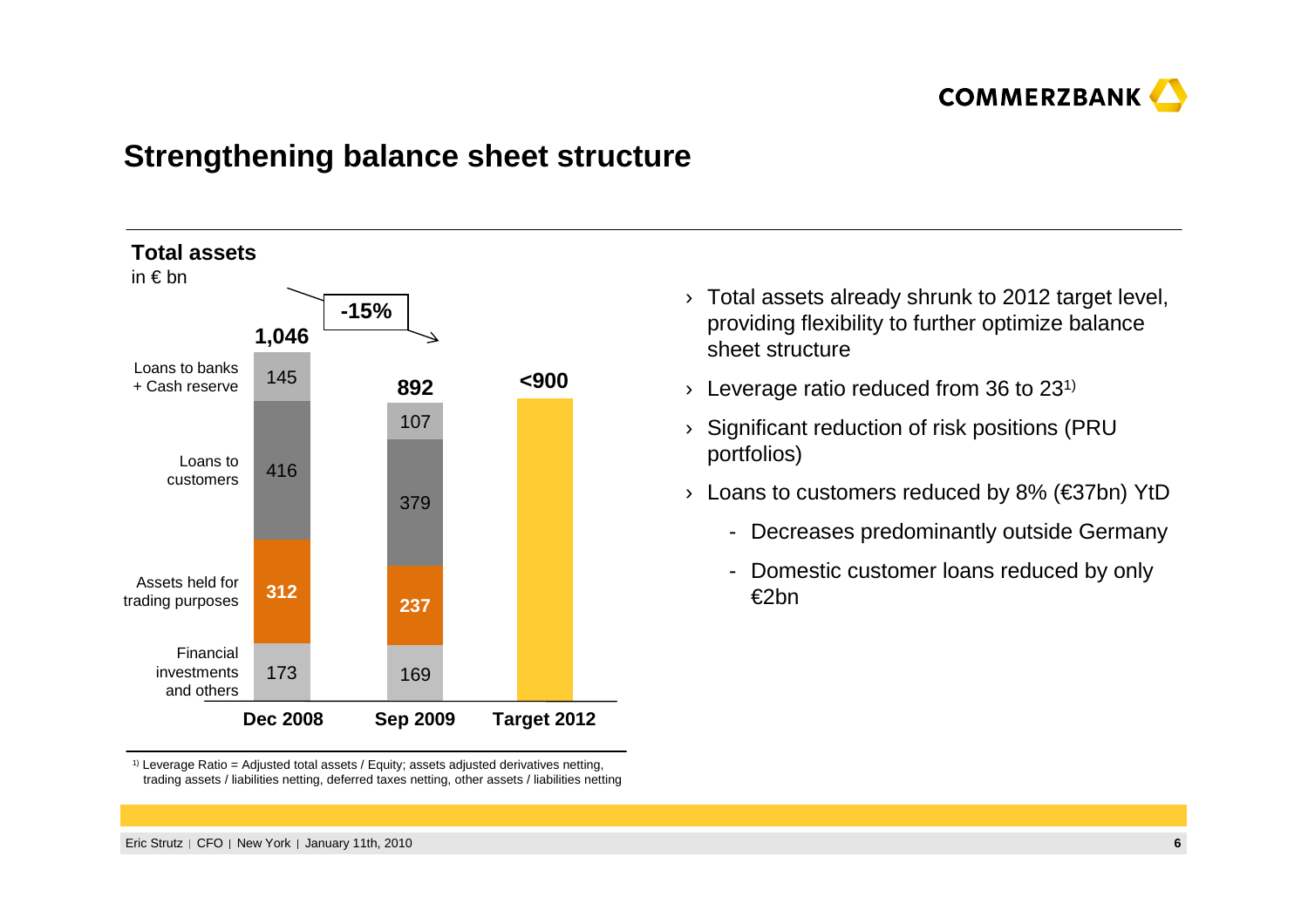# Strengthening balance sheet structure

**Total assets**
in € bn

| | Dec 2008 | Sep 2009 | Target 2012 |
|---|---|---|---|
| Loans to banks + Cash reserve | 145 | 107 | |
| Loans to customers | 416 | 379 | |
| Assets held for trading purposes | 312 | 237 | |
| Financial investments and others | 173 | 169 | |
| **Total** | **1,046** | **892** | **<900** |

**-15%** (Dec 2008 to Sep 2009)

- Total assets already shrunk to 2012 target level, providing flexibility to further optimize balance sheet structure
- Leverage ratio reduced from 36 to 23[1)]
- Significant reduction of risk positions (PRU portfolios)
- Loans to customers reduced by 8% (€37bn) YtD
  - Decreases predominantly outside Germany
  - Domestic customer loans reduced by only €2bn

[1)] Leverage Ratio = Adjusted total assets / Equity; assets adjusted derivatives netting, trading assets / liabilities netting, deferred taxes netting, other assets / liabilities netting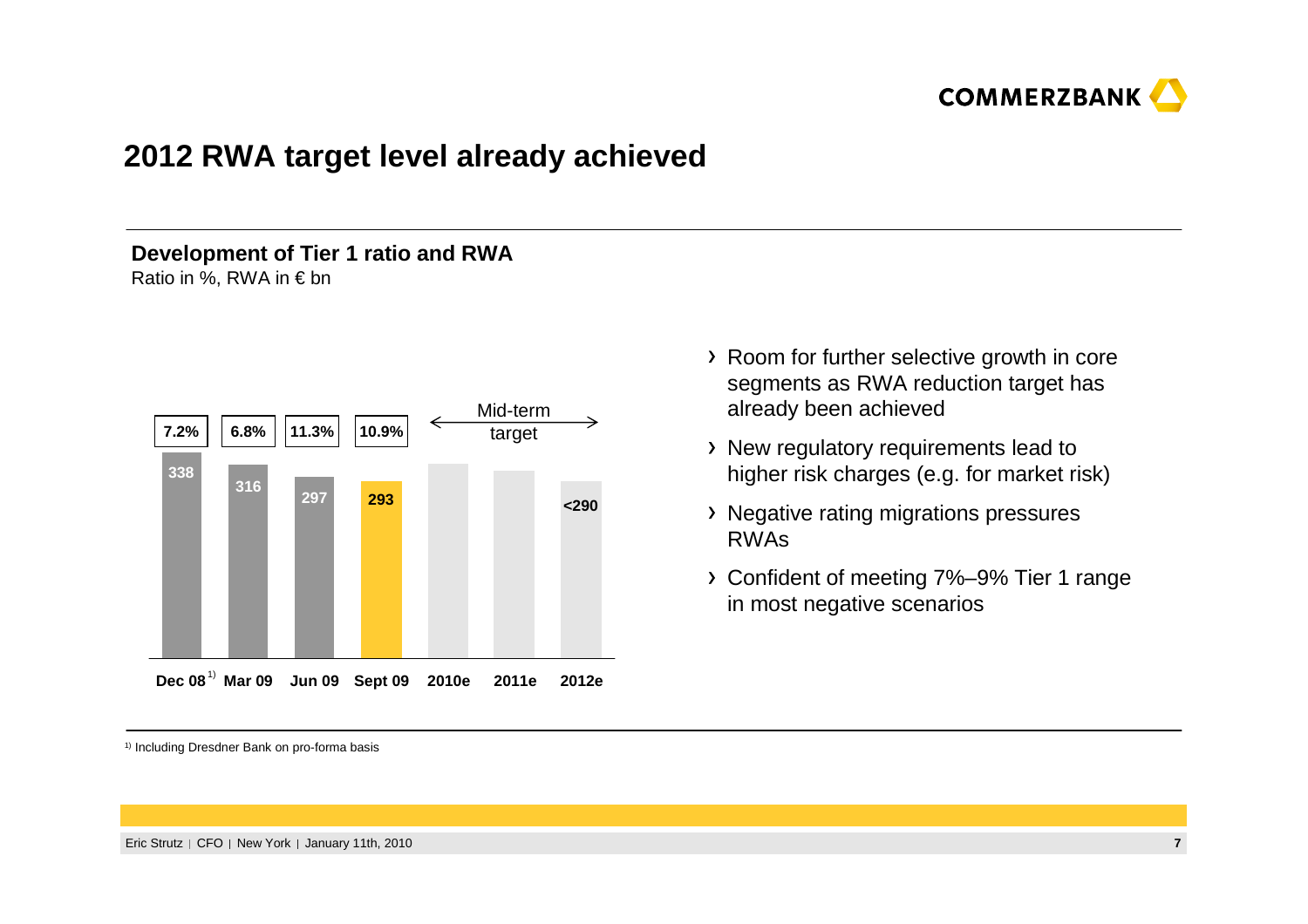# 2012 RWA target level already achieved

**Development of Tier 1 ratio and RWA**
Ratio in %, RWA in € bn

| | Dec 08[1] | Mar 09 | Jun 09 | Sept 09 | 2010e | 2011e | 2012e |
|---|---|---|---|---|---|---|---|
| Tier 1 ratio | 7.2% | 6.8% | 11.3% | 10.9% | | | |
| RWA | 338 | 316 | 297 | 293 | | | <290 |

Mid-term target: 2010e – 2012e

- Room for further selective growth in core segments as RWA reduction target has already been achieved
- New regulatory requirements lead to higher risk charges (e.g. for market risk)
- Negative rating migrations pressures RWAs
- Confident of meeting 7%–9% Tier 1 range in most negative scenarios

[1] Including Dresdner Bank on pro-forma basis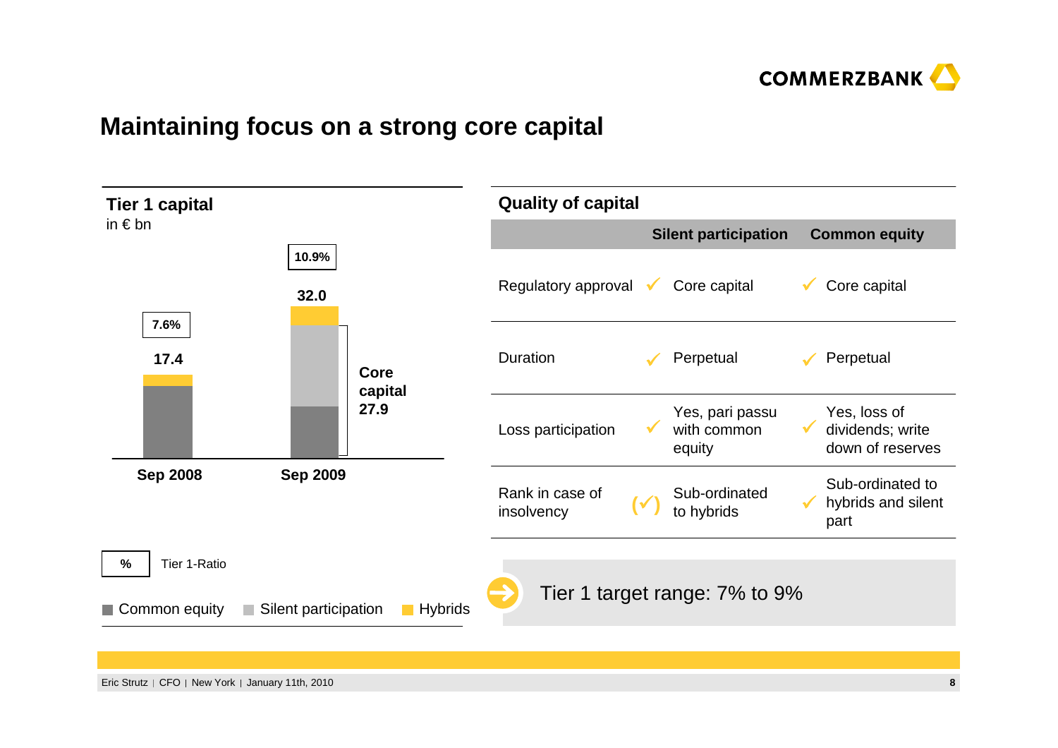# Maintaining focus on a strong core capital

## Tier 1 capital

in € bn

| | Sep 2008 | Sep 2009 |
|---|---|---|
| Tier 1 capital | 17.4 | 32.0 |
| Tier 1-Ratio | 7.6% | 10.9% |
| Core capital | | 27.9 |

% Tier 1-Ratio

Common equity | Silent participation | Hybrids

## Quality of capital

| | Silent participation | Common equity |
|---|---|---|
| Regulatory approval | ✓ Core capital | ✓ Core capital |
| Duration | ✓ Perpetual | ✓ Perpetual |
| Loss participation | ✓ Yes, pari passu with common equity | ✓ Yes, loss of dividends; write down of reserves |
| Rank in case of insolvency | (✓) Sub-ordinated to hybrids | ✓ Sub-ordinated to hybrids and silent part |

Tier 1 target range: 7% to 9%

Eric Strutz | CFO | New York | January 11th, 2010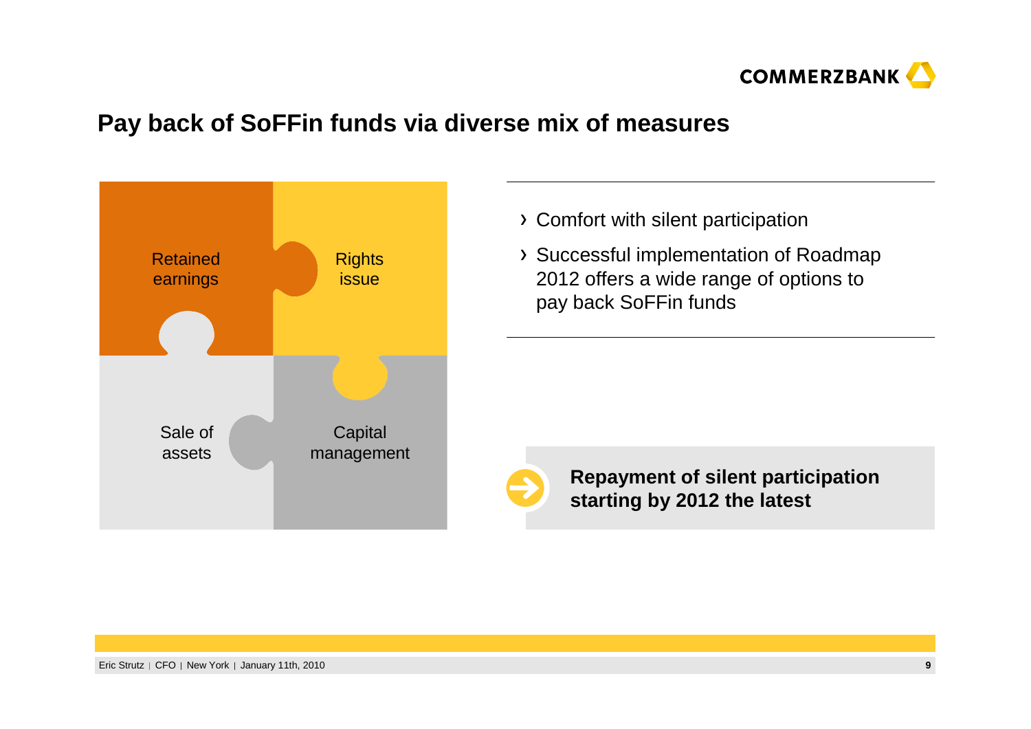# Pay back of SoFFin funds via diverse mix of measures

- Retained earnings
- Rights issue
- Sale of assets
- Capital management

› Comfort with silent participation

› Successful implementation of Roadmap 2012 offers a wide range of options to pay back SoFFin funds

**Repayment of silent participation starting by 2012 the latest**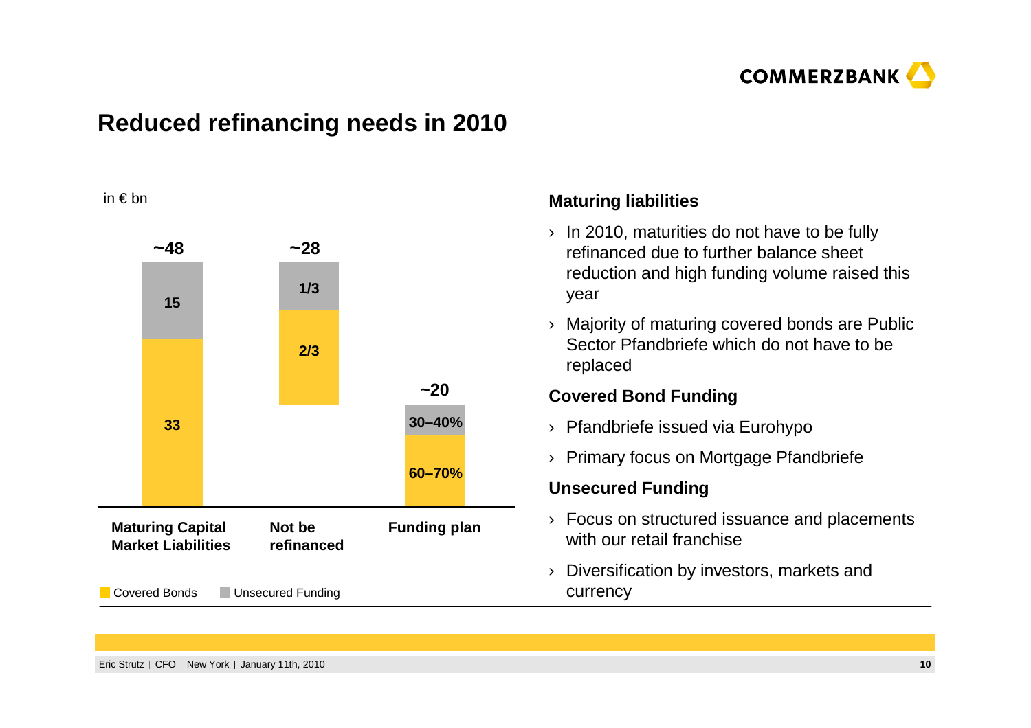# Reduced refinancing needs in 2010

in € bn

| | Maturing Capital Market Liabilities | Not be refinanced | Funding plan |
|---|---|---|---|
| Total | ~48 | ~28 | ~20 |
| Unsecured Funding | 15 | 1/3 | 30–40% |
| Covered Bonds | 33 | 2/3 | 60–70% |

Covered Bonds | Unsecured Funding

### Maturing liabilities

- In 2010, maturities do not have to be fully refinanced due to further balance sheet reduction and high funding volume raised this year
- Majority of maturing covered bonds are Public Sector Pfandbriefe which do not have to be replaced

### Covered Bond Funding

- Pfandbriefe issued via Eurohypo
- Primary focus on Mortgage Pfandbriefe

### Unsecured Funding

- Focus on structured issuance and placements with our retail franchise
- Diversification by investors, markets and currency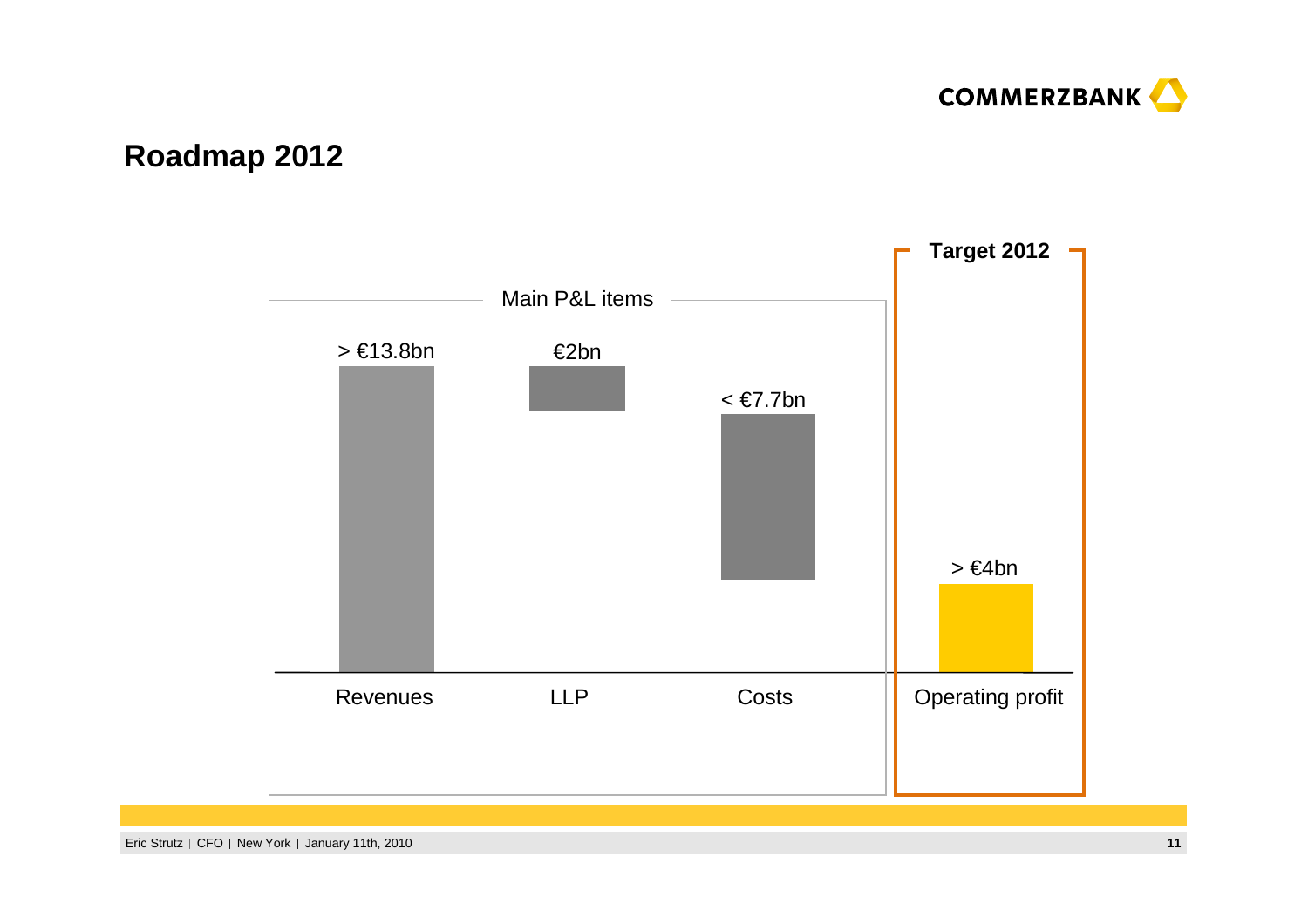# Roadmap 2012

**Main P&L items**

| Revenues | LLP | Costs |
|---|---|---|
| > €13.8bn | €2bn | < €7.7bn |

**Target 2012**

| Operating profit |
|---|
| > €4bn |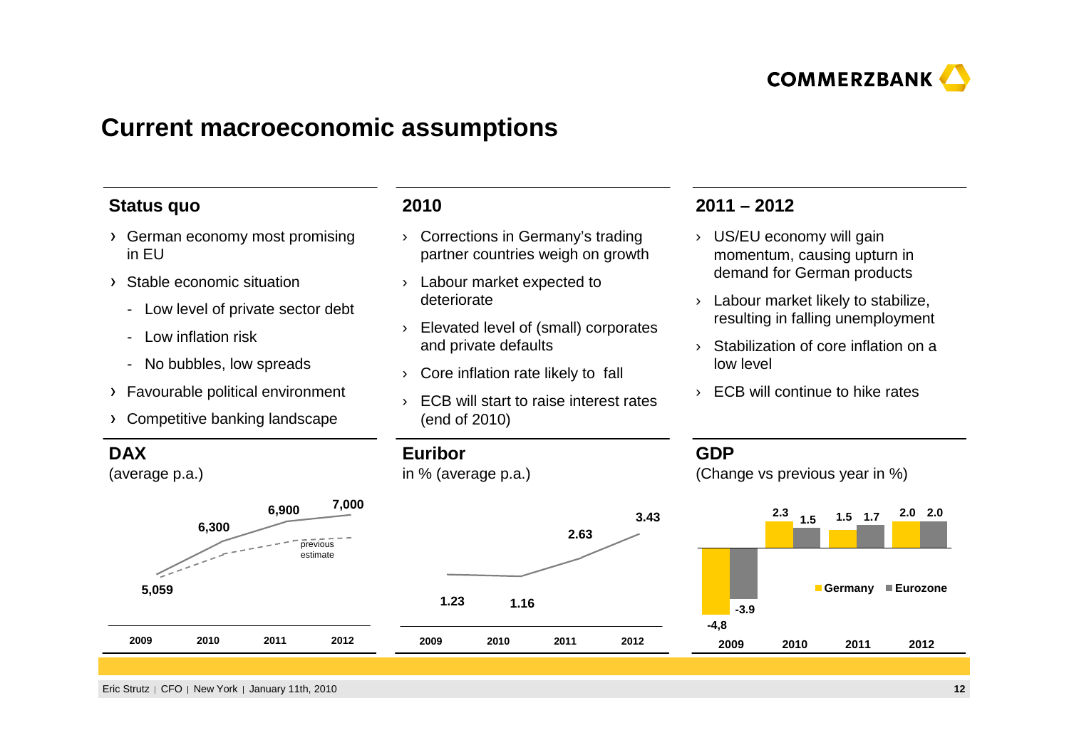# Current macroeconomic assumptions

## Status quo

- German economy most promising in EU
- Stable economic situation
  - Low level of private sector debt
  - Low inflation risk
  - No bubbles, low spreads
- Favourable political environment
- Competitive banking landscape

## 2010

- Corrections in Germany's trading partner countries weigh on growth
- Labour market expected to deteriorate
- Elevated level of (small) corporates and private defaults
- Core inflation rate likely to fall
- ECB will start to raise interest rates (end of 2010)

## 2011 – 2012

- US/EU economy will gain momentum, causing upturn in demand for German products
- Labour market likely to stabilize, resulting in falling unemployment
- Stabilization of core inflation on a low level
- ECB will continue to hike rates

## DAX

(average p.a.)

| | 2009 | 2010 | 2011 | 2012 |
|---|---|---|---|---|
| DAX | 5,059 | 6,300 | 6,900 | 7,000 |

(dashed line: previous estimate)

## Euribor

in % (average p.a.)

| | 2009 | 2010 | 2011 | 2012 |
|---|---|---|---|---|
| Euribor | 1.23 | 1.16 | 2.63 | 3.43 |

## GDP

(Change vs previous year in %)

| | 2009 | 2010 | 2011 | 2012 |
|---|---|---|---|---|
| Germany | -4,8 | 2.3 | 1.5 | 2.0 |
| Eurozone | -3.9 | 1.5 | 1.7 | 2.0 |

Eric Strutz | CFO | New York | January 11th, 2010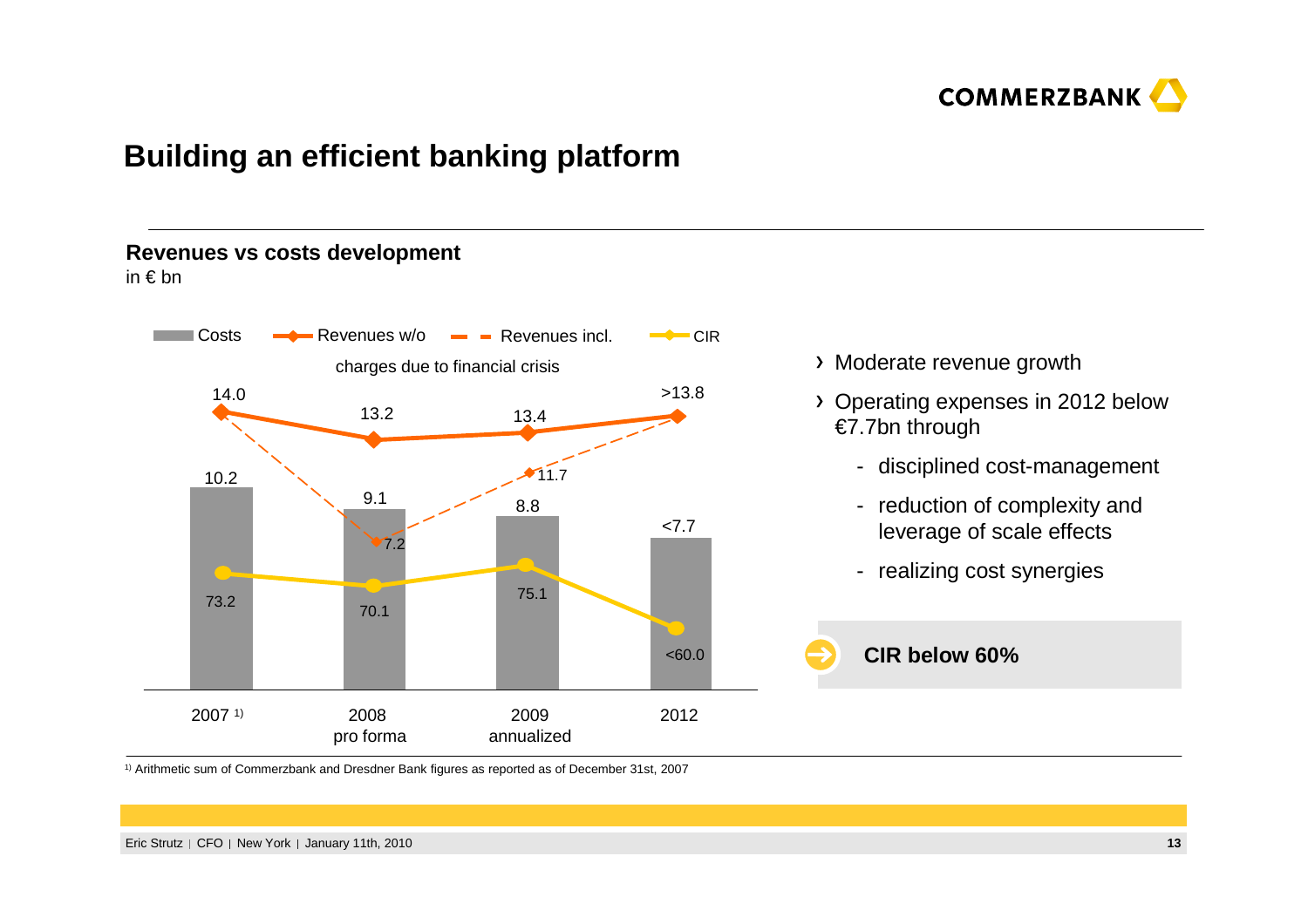# Building an efficient banking platform

## Revenues vs costs development

in € bn

| | 2007[1] | 2008 pro forma | 2009 annualized | 2012 |
|---|---|---|---|---|
| Costs | 10.2 | 9.1 | 8.8 | <7.7 |
| Revenues w/o charges due to financial crisis | 14.0 | 13.2 | 13.4 | >13.8 |
| Revenues incl. charges due to financial crisis | | 7.2 | 11.7 | |
| CIR | 73.2 | 70.1 | 75.1 | <60.0 |

- Moderate revenue growth
- Operating expenses in 2012 below €7.7bn through
  - disciplined cost-management
  - reduction of complexity and leverage of scale effects
  - realizing cost synergies

**CIR below 60%**

[1] Arithmetic sum of Commerzbank and Dresdner Bank figures as reported as of December 31st, 2007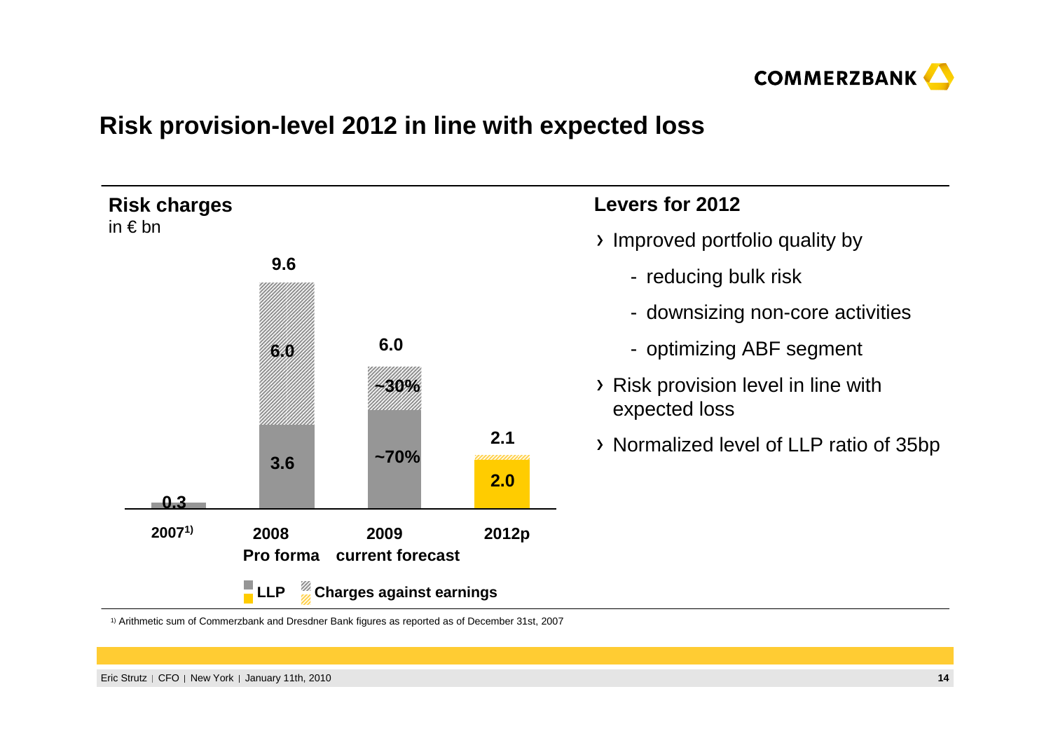# Risk provision-level 2012 in line with expected loss

## Risk charges

in € bn

| | 2007[1] | 2008 Pro forma | 2009 current forecast | 2012p |
|---|---|---|---|---|
| Total | 0.3 | 9.6 | 6.0 | 2.1 |
| Charges against earnings | | 6.0 | ~30% | |
| LLP | 0.3 | 3.6 | ~70% | 2.0 |

LLP | Charges against earnings

## Levers for 2012

- Improved portfolio quality by
  - reducing bulk risk
  - downsizing non-core activities
  - optimizing ABF segment
- Risk provision level in line with expected loss
- Normalized level of LLP ratio of 35bp

[1] Arithmetic sum of Commerzbank and Dresdner Bank figures as reported as of December 31st, 2007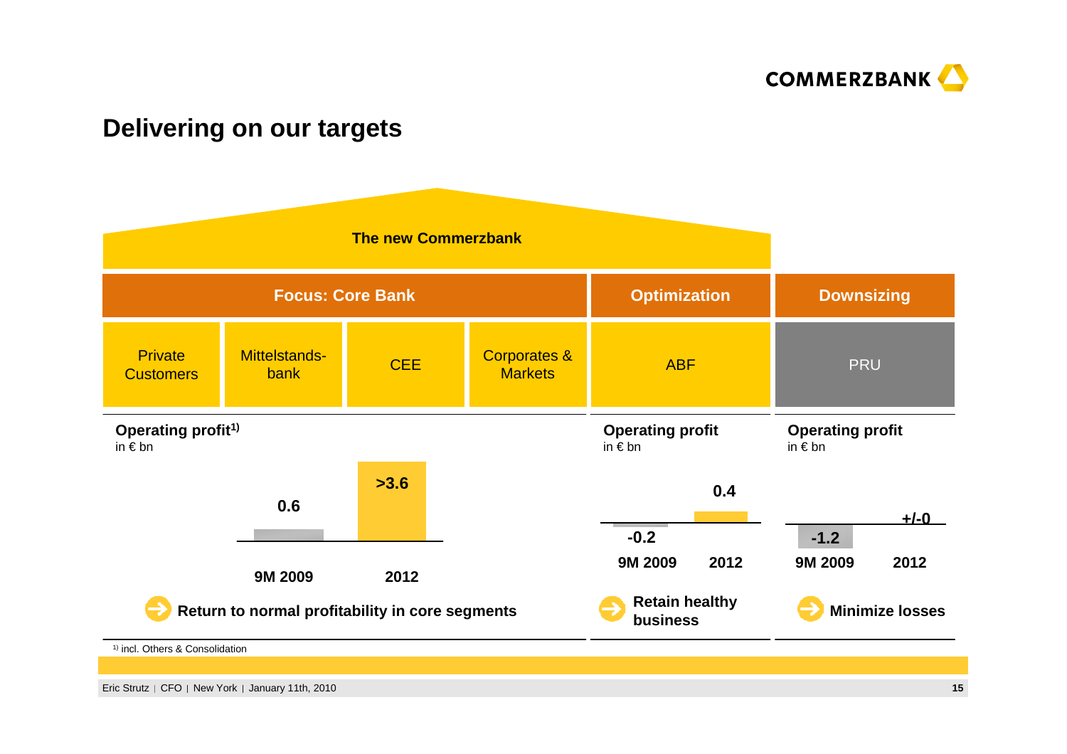## Delivering on our targets

**The new Commerzbank**

| Focus: Core Bank | | | | Optimization | Downsizing |
|---|---|---|---|---|---|
| Private Customers | Mittelstandsbank | CEE | Corporates & Markets | ABF | PRU |

**Operating profit[1)]**
in € bn

| 9M 2009 | 2012 |
|---|---|
| 0.6 | >3.6 |

➔ **Return to normal profitability in core segments**

**Operating profit**
in € bn

| 9M 2009 | 2012 |
|---|---|
| -0.2 | 0.4 |

➔ **Retain healthy business**

**Operating profit**
in € bn

| 9M 2009 | 2012 |
|---|---|
| -1.2 | +/-0 |

➔ **Minimize losses**

[1)] incl. Others & Consolidation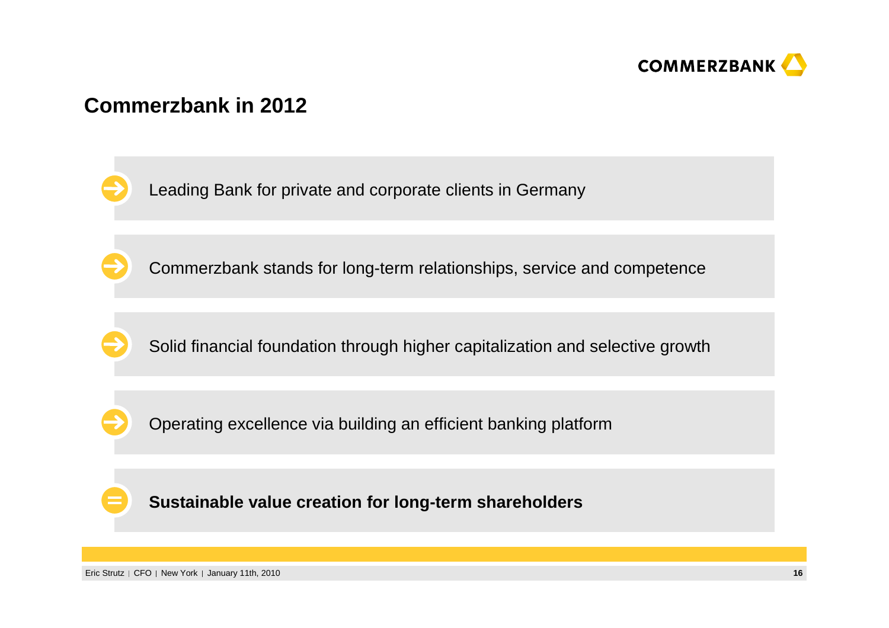## Commerzbank in 2012

- Leading Bank for private and corporate clients in Germany
- Commerzbank stands for long-term relationships, service and competence
- Solid financial foundation through higher capitalization and selective growth
- Operating excellence via building an efficient banking platform

= **Sustainable value creation for long-term shareholders**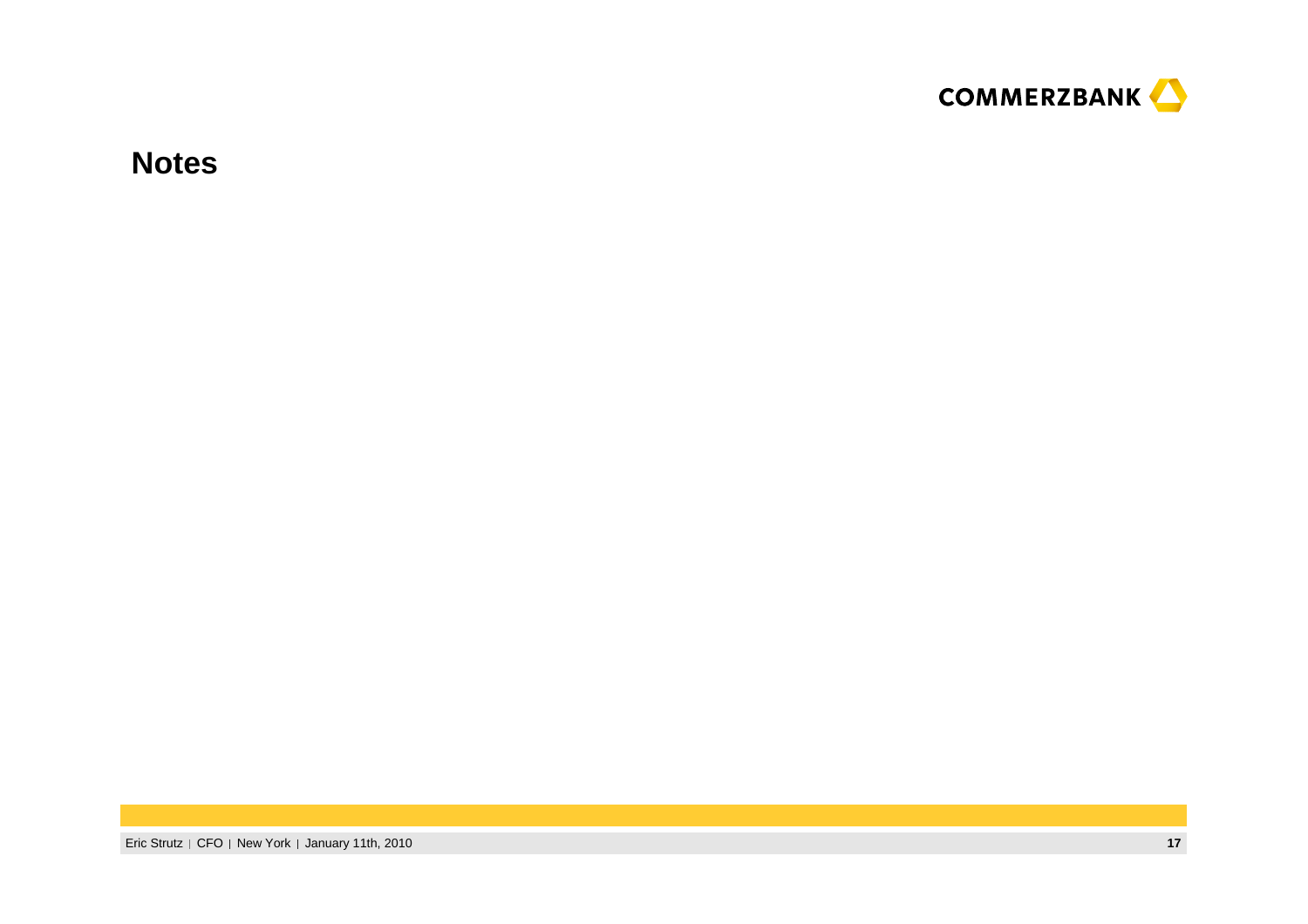## Notes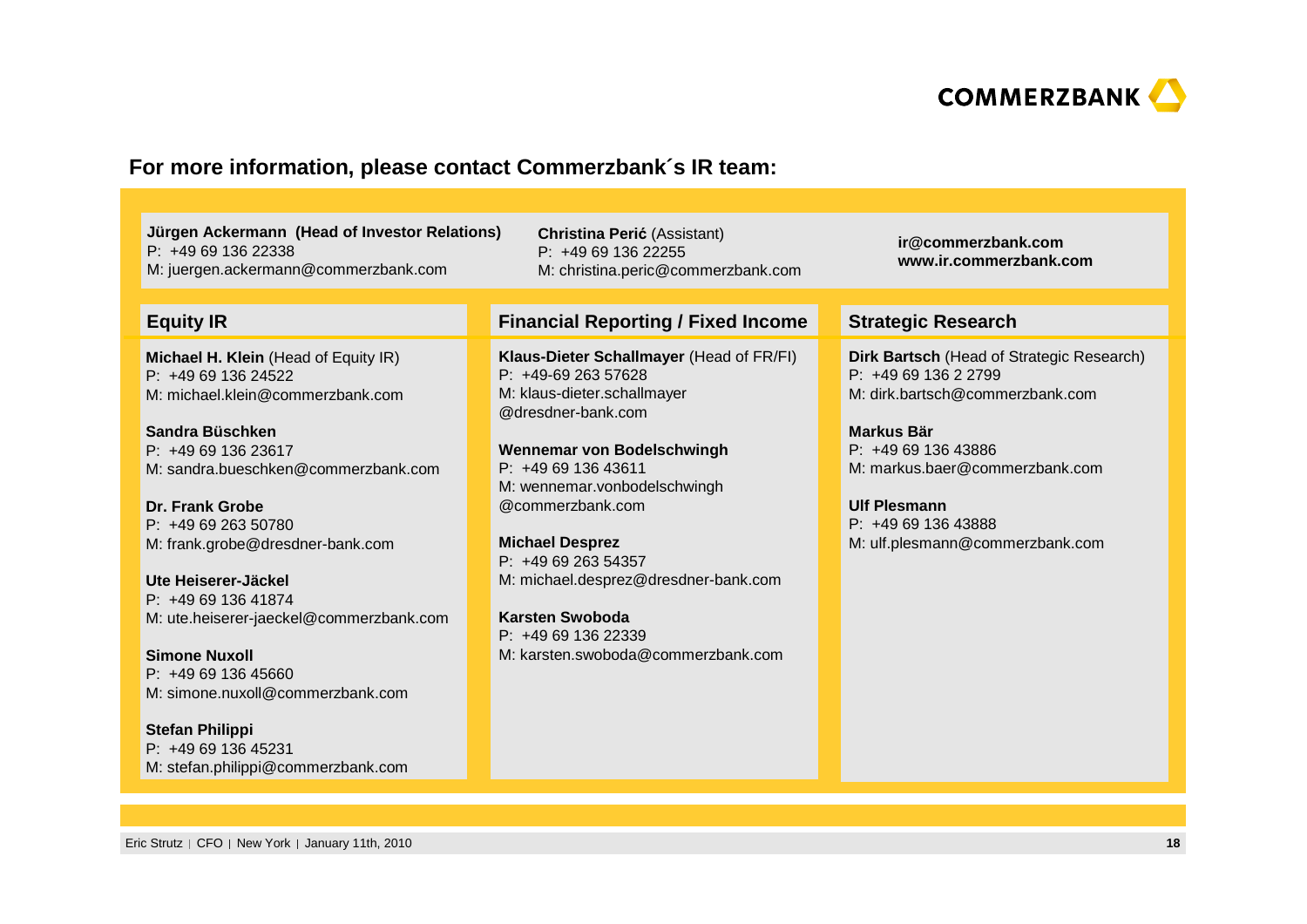COMMERZBANK

## For more information, please contact Commerzbank´s IR team:

**Jürgen Ackermann (Head of Investor Relations)**
P: +49 69 136 22338
M: juergen.ackermann@commerzbank.com

**Christina Perić** (Assistant)
P: +49 69 136 22255
M: christina.peric@commerzbank.com

**ir@commerzbank.com**
**www.ir.commerzbank.com**

### Equity IR

**Michael H. Klein** (Head of Equity IR)
P: +49 69 136 24522
M: michael.klein@commerzbank.com

**Sandra Büschken**
P: +49 69 136 23617
M: sandra.bueschken@commerzbank.com

**Dr. Frank Grobe**
P: +49 69 263 50780
M: frank.grobe@dresdner-bank.com

**Ute Heiserer-Jäckel**
P: +49 69 136 41874
M: ute.heiserer-jaeckel@commerzbank.com

**Simone Nuxoll**
P: +49 69 136 45660
M: simone.nuxoll@commerzbank.com

**Stefan Philippi**
P: +49 69 136 45231
M: stefan.philippi@commerzbank.com

### Financial Reporting / Fixed Income

**Klaus-Dieter Schallmayer** (Head of FR/FI)
P: +49-69 263 57628
M: klaus-dieter.schallmayer@dresdner-bank.com

**Wennemar von Bodelschwingh**
P: +49 69 136 43611
M: wennemar.vonbodelschwingh@commerzbank.com

**Michael Desprez**
P: +49 69 263 54357
M: michael.desprez@dresdner-bank.com

**Karsten Swoboda**
P: +49 69 136 22339
M: karsten.swoboda@commerzbank.com

### Strategic Research

**Dirk Bartsch** (Head of Strategic Research)
P: +49 69 136 2 2799
M: dirk.bartsch@commerzbank.com

**Markus Bär**
P: +49 69 136 43886
M: markus.baer@commerzbank.com

**Ulf Plesmann**
P: +49 69 136 43888
M: ulf.plesmann@commerzbank.com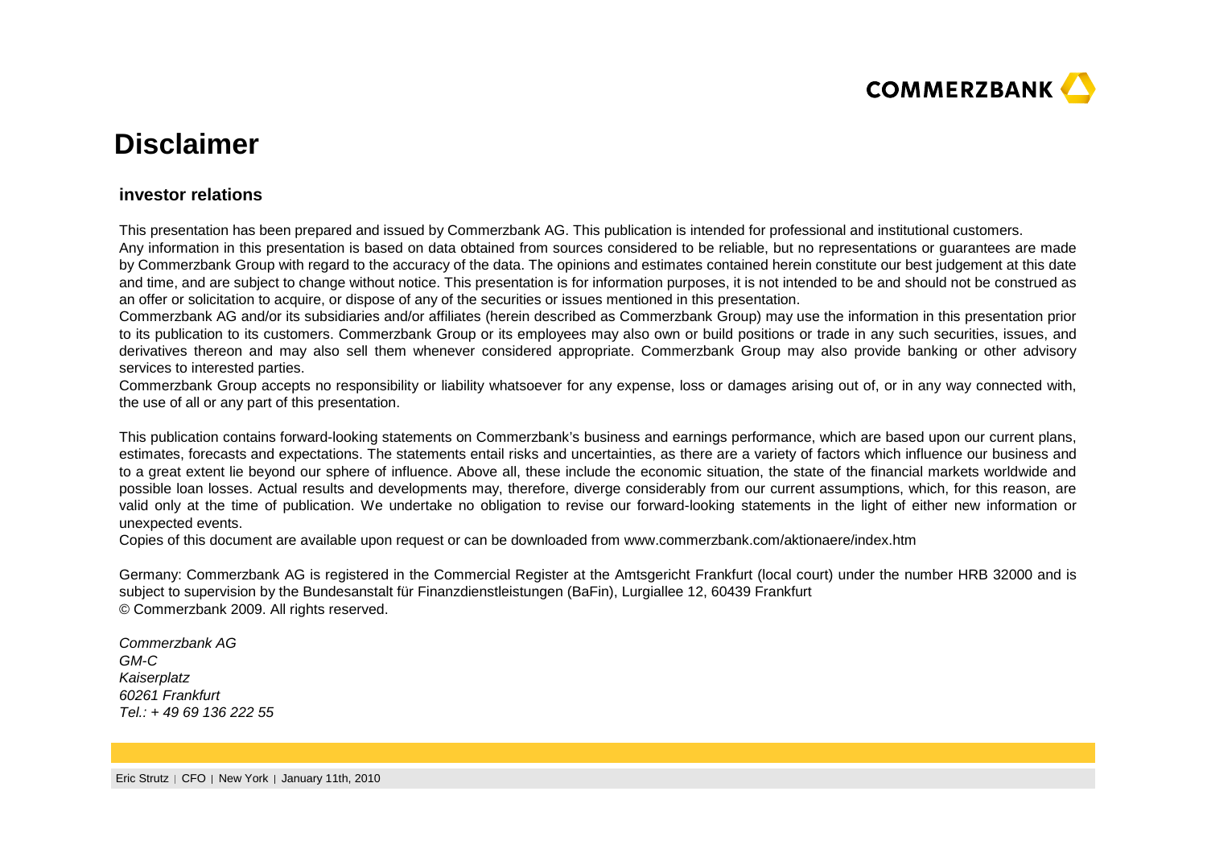# Disclaimer

**investor relations**

This presentation has been prepared and issued by Commerzbank AG. This publication is intended for professional and institutional customers.
Any information in this presentation is based on data obtained from sources considered to be reliable, but no representations or guarantees are made by Commerzbank Group with regard to the accuracy of the data. The opinions and estimates contained herein constitute our best judgement at this date and time, and are subject to change without notice. This presentation is for information purposes, it is not intended to be and should not be construed as an offer or solicitation to acquire, or dispose of any of the securities or issues mentioned in this presentation.
Commerzbank AG and/or its subsidiaries and/or affiliates (herein described as Commerzbank Group) may use the information in this presentation prior to its publication to its customers. Commerzbank Group or its employees may also own or build positions or trade in any such securities, issues, and derivatives thereon and may also sell them whenever considered appropriate. Commerzbank Group may also provide banking or other advisory services to interested parties.
Commerzbank Group accepts no responsibility or liability whatsoever for any expense, loss or damages arising out of, or in any way connected with, the use of all or any part of this presentation.

This publication contains forward-looking statements on Commerzbank's business and earnings performance, which are based upon our current plans, estimates, forecasts and expectations. The statements entail risks and uncertainties, as there are a variety of factors which influence our business and to a great extent lie beyond our sphere of influence. Above all, these include the economic situation, the state of the financial markets worldwide and possible loan losses. Actual results and developments may, therefore, diverge considerably from our current assumptions, which, for this reason, are valid only at the time of publication. We undertake no obligation to revise our forward-looking statements in the light of either new information or unexpected events.
Copies of this document are available upon request or can be downloaded from www.commerzbank.com/aktionaere/index.htm

Germany: Commerzbank AG is registered in the Commercial Register at the Amtsgericht Frankfurt (local court) under the number HRB 32000 and is subject to supervision by the Bundesanstalt für Finanzdienstleistungen (BaFin), Lurgiallee 12, 60439 Frankfurt
© Commerzbank 2009. All rights reserved.

*Commerzbank AG*
*GM-C*
*Kaiserplatz*
*60261 Frankfurt*
*Tel.: + 49 69 136 222 55*